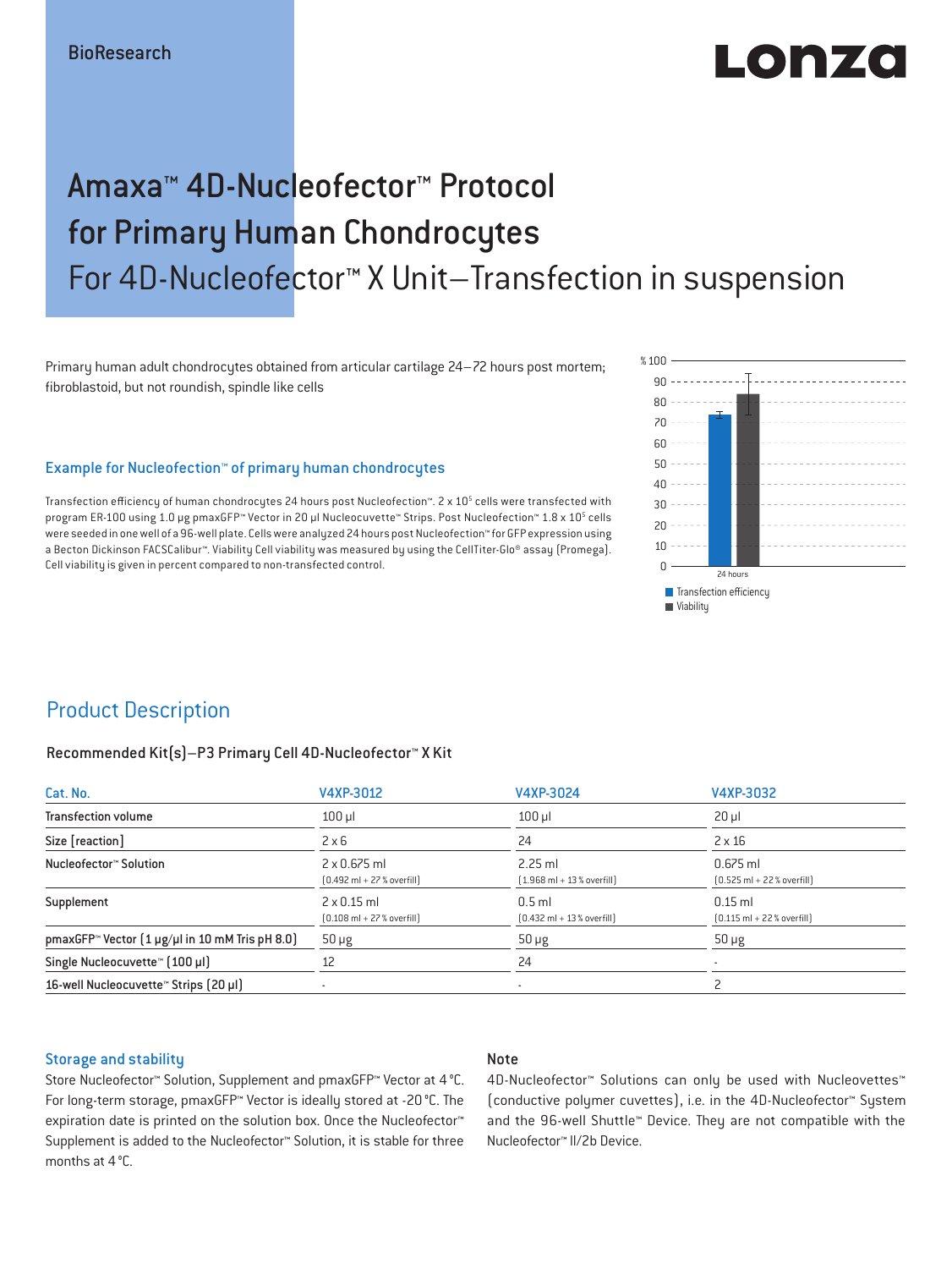BioResearch

# Amaxa™ 4D-Nucleofector™ Protocol for Primary Human Chondrocytes

## For 4D-Nucleofector™ X Unit–Transfection in suspension

Primary human adult chondrocytes obtained from articular cartilage 24–72 hours post mortem; fibroblastoid, but not roundish, spindle like cells

### Example for Nucleofection™ of primary human chondrocytes

Transfection efficiency of human chondrocytes 24 hours post Nucleofection™. 2 x $10^5$ cells were transfected with program ER-100 using 1.0 µg pmaxGFP™ Vector in 20 µl Nucleocuvette™ Strips. Post Nucleofection™ 1.8 x $10^5$ cells were seeded in one well of a 96-well plate. Cells were analyzed 24 hours post Nucleofection™ for GFP expression using a Becton Dickinson FACSCalibur™. Viability Cell viability was measured by using the CellTiter-Glo® assay (Promega). Cell viability is given in percent compared to non-transfected control.

## Product Description

### Recommended Kit(s)–P3 Primary Cell 4D-Nucleofector™ X Kit

| Cat. No. | V4XP-3012 | V4XP-3024 | V4XP-3032 |
|---|---|---|---|
| Transfection volume | 100 µl | 100 µl | 20 µl |
| Size [reaction] | 2 x 6 | 24 | 2 x 16 |
| Nucleofector™ Solution | 2 x 0.675 ml (0.492 ml + 27 % overfill) | 2.25 ml (1.968 ml + 13 % overfill) | 0.675 ml (0.525 ml + 22 % overfill) |
| Supplement | 2 x 0.15 ml (0.108 ml + 27 % overfill) | 0.5 ml (0.432 ml + 13 % overfill) | 0.15 ml (0.115 ml + 22 % overfill) |
| pmaxGFP™ Vector (1 µg/µl in 10 mM Tris pH 8.0) | 50 µg | 50 µg | 50 µg |
| Single Nucleocuvette™ (100 µl) | 12 | 24 | - |
| 16-well Nucleocuvette™ Strips (20 µl) | - | - | 2 |

### Storage and stability

Store Nucleofector™ Solution, Supplement and pmaxGFP™ Vector at 4 °C. For long-term storage, pmaxGFP™ Vector is ideally stored at -20 °C. The expiration date is printed on the solution box. Once the Nucleofector™ Supplement is added to the Nucleofector™ Solution, it is stable for three months at 4 °C.

### Note

4D-Nucleofector™ Solutions can only be used with Nucleovettes™ (conductive polymer cuvettes), i.e. in the 4D-Nucleofector™ System and the 96-well Shuttle™ Device. They are not compatible with the Nucleofector™ II/2b Device.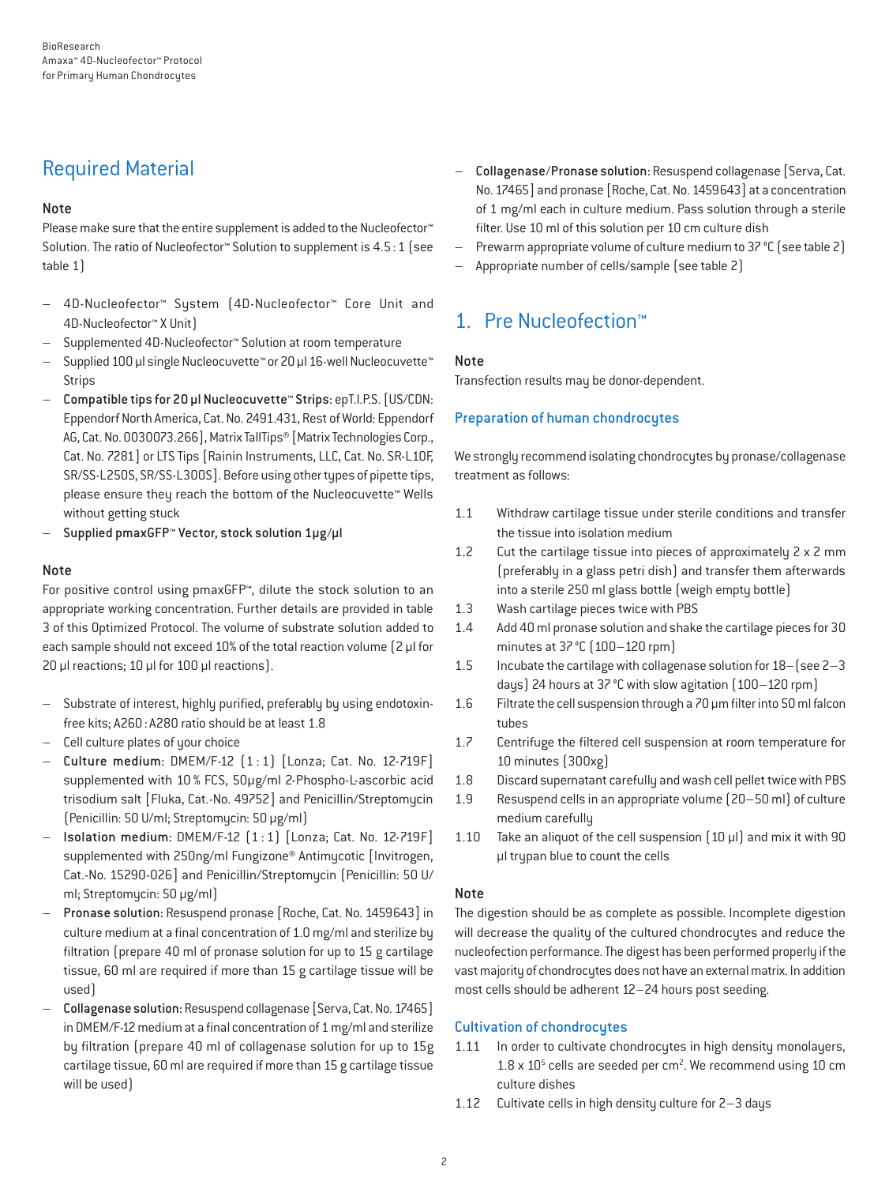## Required Material

### Note

Please make sure that the entire supplement is added to the Nucleofector™ Solution. The ratio of Nucleofector™ Solution to supplement is 4.5 : 1 (see table 1)

- 4D-Nucleofector™ System (4D-Nucleofector™ Core Unit and 4D-Nucleofector™ X Unit)
- Supplemented 4D-Nucleofector™ Solution at room temperature
- Supplied 100 µl single Nucleocuvette™ or 20 µl 16-well Nucleocuvette™ Strips
- **Compatible tips for 20 µl Nucleocuvette™ Strips:** epT.I.P.S. [US/CDN: Eppendorf North America, Cat. No. 2491.431, Rest of World: Eppendorf AG, Cat. No. 0030073.266], Matrix TallTips® [Matrix Technologies Corp., Cat. No. 7281] or LTS Tips [Rainin Instruments, LLC, Cat. No. SR-L10F, SR/SS-L250S, SR/SS-L300S]. Before using other types of pipette tips, please ensure they reach the bottom of the Nucleocuvette™ Wells without getting stuck
- **Supplied pmaxGFP™ Vector, stock solution 1µg/µl**

### Note

For positive control using pmaxGFP™, dilute the stock solution to an appropriate working concentration. Further details are provided in table 3 of this Optimized Protocol. The volume of substrate solution added to each sample should not exceed 10% of the total reaction volume (2 µl for 20 µl reactions; 10 µl for 100 µl reactions).

- Substrate of interest, highly purified, preferably by using endotoxin-free kits; A260 : A280 ratio should be at least 1.8
- Cell culture plates of your choice
- **Culture medium:** DMEM/F-12 (1 : 1) [Lonza; Cat. No. 12-719F] supplemented with 10 % FCS, 50µg/ml 2-Phospho-L-ascorbic acid trisodium salt [Fluka, Cat.-No. 49752] and Penicillin/Streptomycin (Penicillin: 50 U/ml; Streptomycin: 50 µg/ml)
- **Isolation medium:** DMEM/F-12 (1 : 1) [Lonza; Cat. No. 12-719F] supplemented with 250ng/ml Fungizone® Antimycotic [Invitrogen, Cat.-No. 15290-026] and Penicillin/Streptomycin (Penicillin: 50 U/ml; Streptomycin: 50 µg/ml)
- **Pronase solution:** Resuspend pronase [Roche, Cat. No. 1459643] in culture medium at a final concentration of 1.0 mg/ml and sterilize by filtration (prepare 40 ml of pronase solution for up to 15 g cartilage tissue, 60 ml are required if more than 15 g cartilage tissue will be used)
- **Collagenase solution:** Resuspend collagenase [Serva, Cat. No. 17465] in DMEM/F-12 medium at a final concentration of 1 mg/ml and sterilize by filtration (prepare 40 ml of collagenase solution for up to 15g cartilage tissue, 60 ml are required if more than 15 g cartilage tissue will be used)
- **Collagenase/Pronase solution:** Resuspend collagenase [Serva, Cat. No. 17465] and pronase [Roche, Cat. No. 1459643] at a concentration of 1 mg/ml each in culture medium. Pass solution through a sterile filter. Use 10 ml of this solution per 10 cm culture dish
- Prewarm appropriate volume of culture medium to 37 °C (see table 2)
- Appropriate number of cells/sample (see table 2)

## 1. Pre Nucleofection™

### Note

Transfection results may be donor-dependent.

### Preparation of human chondrocytes

We strongly recommend isolating chondrocytes by pronase/collagenase treatment as follows:

1.1 Withdraw cartilage tissue under sterile conditions and transfer the tissue into isolation medium

1.2 Cut the cartilage tissue into pieces of approximately 2 x 2 mm (preferably in a glass petri dish) and transfer them afterwards into a sterile 250 ml glass bottle (weigh empty bottle)

1.3 Wash cartilage pieces twice with PBS

1.4 Add 40 ml pronase solution and shake the cartilage pieces for 30 minutes at 37 °C (100–120 rpm)

1.5 Incubate the cartilage with collagenase solution for 18–(see 2–3 days) 24 hours at 37 °C with slow agitation (100–120 rpm)

1.6 Filtrate the cell suspension through a 70 µm filter into 50 ml falcon tubes

1.7 Centrifuge the filtered cell suspension at room temperature for 10 minutes (300xg)

1.8 Discard supernatant carefully and wash cell pellet twice with PBS

1.9 Resuspend cells in an appropriate volume (20–50 ml) of culture medium carefully

1.10 Take an aliquot of the cell suspension (10 µl) and mix it with 90 µl trypan blue to count the cells

### Note

The digestion should be as complete as possible. Incomplete digestion will decrease the quality of the cultured chondrocytes and reduce the nucleofection performance. The digest has been performed properly if the vast majority of chondrocytes does not have an external matrix. In addition most cells should be adherent 12–24 hours post seeding.

### Cultivation of chondrocytes

1.11 In order to cultivate chondrocytes in high density monolayers, $1.8 \times 10^5$ cells are seeded per $cm^2$. We recommend using 10 cm culture dishes

1.12 Cultivate cells in high density culture for 2–3 days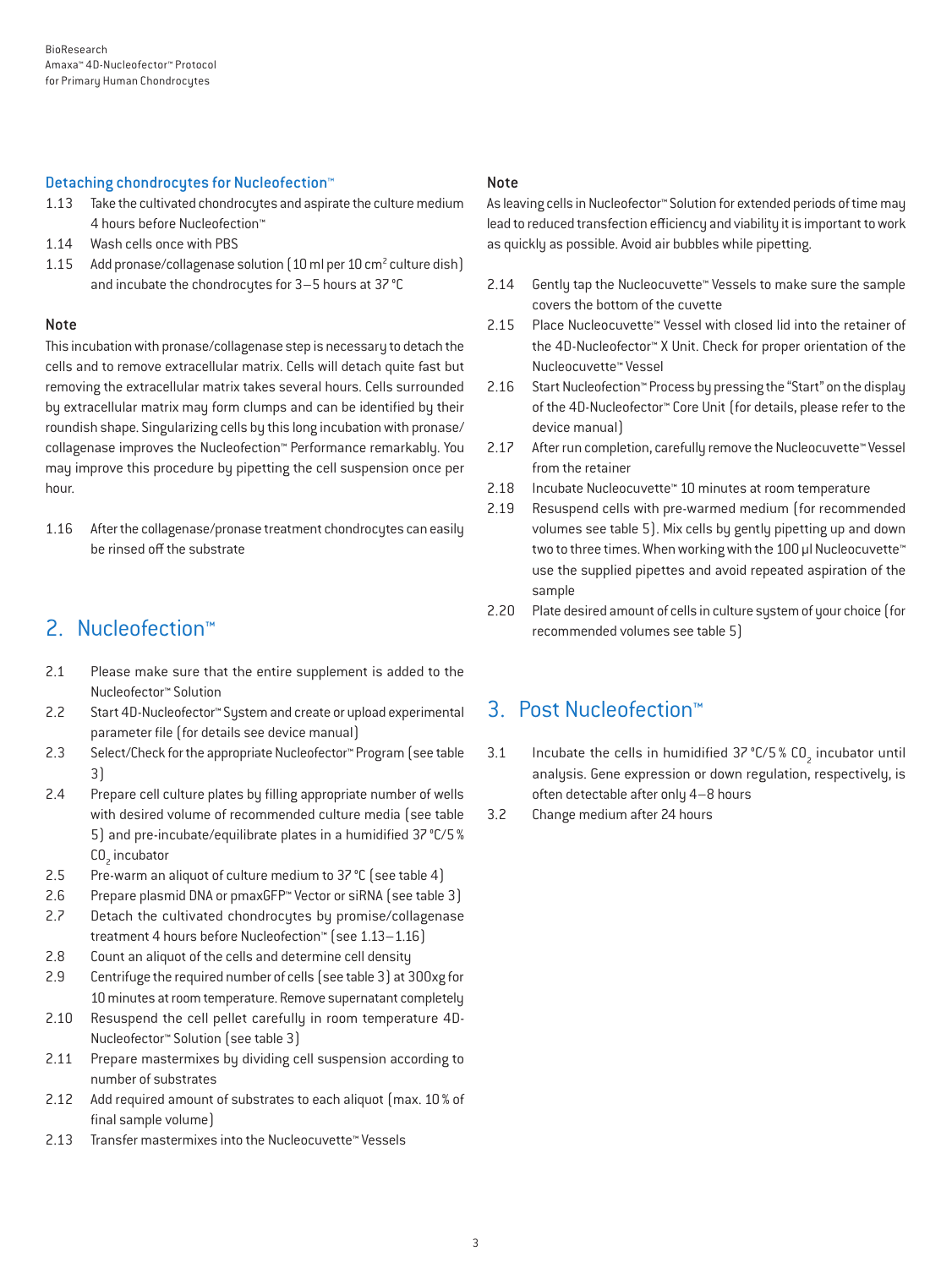### Detaching chondrocytes for Nucleofection™

1.13 Take the cultivated chondrocytes and aspirate the culture medium 4 hours before Nucleofection™
1.14 Wash cells once with PBS
1.15 Add pronase/collagenase solution (10 ml per 10 $cm^2$ culture dish) and incubate the chondrocytes for 3–5 hours at 37 °C

#### Note

This incubation with pronase/collagenase step is necessary to detach the cells and to remove extracellular matrix. Cells will detach quite fast but removing the extracellular matrix takes several hours. Cells surrounded by extracellular matrix may form clumps and can be identified by their roundish shape. Singularizing cells by this long incubation with pronase/collagenase improves the Nucleofection™ Performance remarkably. You may improve this procedure by pipetting the cell suspension once per hour.

1.16 After the collagenase/pronase treatment chondrocytes can easily be rinsed off the substrate

## 2. Nucleofection™

2.1 Please make sure that the entire supplement is added to the Nucleofector™ Solution
2.2 Start 4D-Nucleofector™ System and create or upload experimental parameter file (for details see device manual)
2.3 Select/Check for the appropriate Nucleofector™ Program (see table 3)
2.4 Prepare cell culture plates by filling appropriate number of wells with desired volume of recommended culture media (see table 5) and pre-incubate/equilibrate plates in a humidified 37 °C/5 % $CO_2$ incubator
2.5 Pre-warm an aliquot of culture medium to 37 °C (see table 4)
2.6 Prepare plasmid DNA or pmaxGFP™ Vector or siRNA (see table 3)
2.7 Detach the cultivated chondrocytes by promise/collagenase treatment 4 hours before Nucleofection™ (see 1.13–1.16)
2.8 Count an aliquot of the cells and determine cell density
2.9 Centrifuge the required number of cells (see table 3) at 300xg for 10 minutes at room temperature. Remove supernatant completely
2.10 Resuspend the cell pellet carefully in room temperature 4D-Nucleofector™ Solution (see table 3)
2.11 Prepare mastermixes by dividing cell suspension according to number of substrates
2.12 Add required amount of substrates to each aliquot (max. 10 % of final sample volume)
2.13 Transfer mastermixes into the Nucleocuvette™ Vessels

#### Note

As leaving cells in Nucleofector™ Solution for extended periods of time may lead to reduced transfection efficiency and viability it is important to work as quickly as possible. Avoid air bubbles while pipetting.

2.14 Gently tap the Nucleocuvette™ Vessels to make sure the sample covers the bottom of the cuvette
2.15 Place Nucleocuvette™ Vessel with closed lid into the retainer of the 4D-Nucleofector™ X Unit. Check for proper orientation of the Nucleocuvette™ Vessel
2.16 Start Nucleofection™ Process by pressing the "Start" on the display of the 4D-Nucleofector™ Core Unit (for details, please refer to the device manual)
2.17 After run completion, carefully remove the Nucleocuvette™ Vessel from the retainer
2.18 Incubate Nucleocuvette™ 10 minutes at room temperature
2.19 Resuspend cells with pre-warmed medium (for recommended volumes see table 5). Mix cells by gently pipetting up and down two to three times. When working with the 100 µl Nucleocuvette™ use the supplied pipettes and avoid repeated aspiration of the sample
2.20 Plate desired amount of cells in culture system of your choice (for recommended volumes see table 5)

## 3. Post Nucleofection™

3.1 Incubate the cells in humidified 37 °C/5 % $CO_2$ incubator until analysis. Gene expression or down regulation, respectively, is often detectable after only 4–8 hours
3.2 Change medium after 24 hours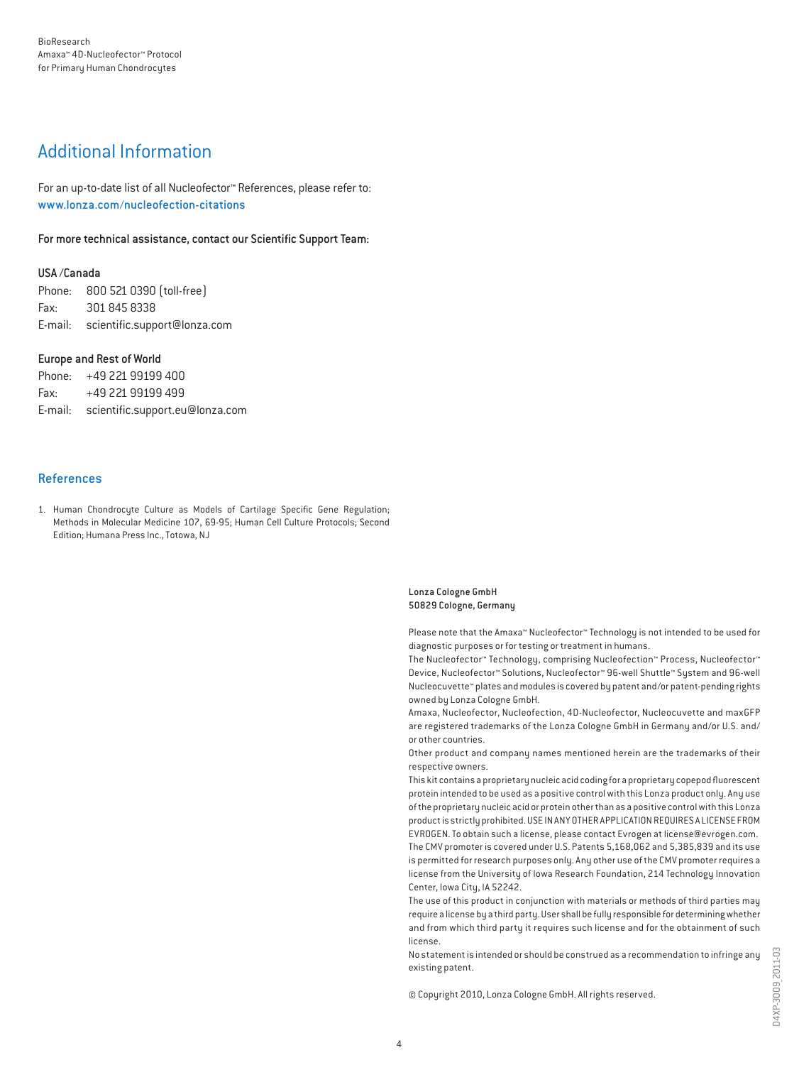## Additional Information

For an up-to-date list of all Nucleofector™ References, please refer to:
www.lonza.com/nucleofection-citations

For more technical assistance, contact our Scientific Support Team:

**USA /Canada**
Phone: 800 521 0390 (toll-free)
Fax: 301 845 8338
E-mail: scientific.support@lonza.com

**Europe and Rest of World**
Phone: +49 221 99199 400
Fax: +49 221 99199 499
E-mail: scientific.support.eu@lonza.com

## References

1. Human Chondrocyte Culture as Models of Cartilage Specific Gene Regulation; Methods in Molecular Medicine 107, 69-95; Human Cell Culture Protocols; Second Edition; Humana Press Inc., Totowa, NJ

**Lonza Cologne GmbH**
**50829 Cologne, Germany**

Please note that the Amaxa™ Nucleofector™ Technology is not intended to be used for diagnostic purposes or for testing or treatment in humans.
The Nucleofector™ Technology, comprising Nucleofection™ Process, Nucleofector™ Device, Nucleofector™ Solutions, Nucleofector™ 96-well Shuttle™ System and 96-well Nucleocuvette™ plates and modules is covered by patent and/or patent-pending rights owned by Lonza Cologne GmbH.
Amaxa, Nucleofector, Nucleofection, 4D-Nucleofector, Nucleocuvette and maxGFP are registered trademarks of the Lonza Cologne GmbH in Germany and/or U.S. and/or other countries.
Other product and company names mentioned herein are the trademarks of their respective owners.
This kit contains a proprietary nucleic acid coding for a proprietary copepod fluorescent protein intended to be used as a positive control with this Lonza product only. Any use of the proprietary nucleic acid or protein other than as a positive control with this Lonza product is strictly prohibited. USE IN ANY OTHER APPLICATION REQUIRES A LICENSE FROM EVROGEN. To obtain such a license, please contact Evrogen at license@evrogen.com.
The CMV promoter is covered under U.S. Patents 5,168,062 and 5,385,839 and its use is permitted for research purposes only. Any other use of the CMV promoter requires a license from the University of Iowa Research Foundation, 214 Technology Innovation Center, Iowa City, IA 52242.
The use of this product in conjunction with materials or methods of third parties may require a license by a third party. User shall be fully responsible for determining whether and from which third party it requires such license and for the obtainment of such license.
No statement is intended or should be construed as a recommendation to infringe any existing patent.

© Copyright 2010, Lonza Cologne GmbH. All rights reserved.

D4XP-3009_2011-03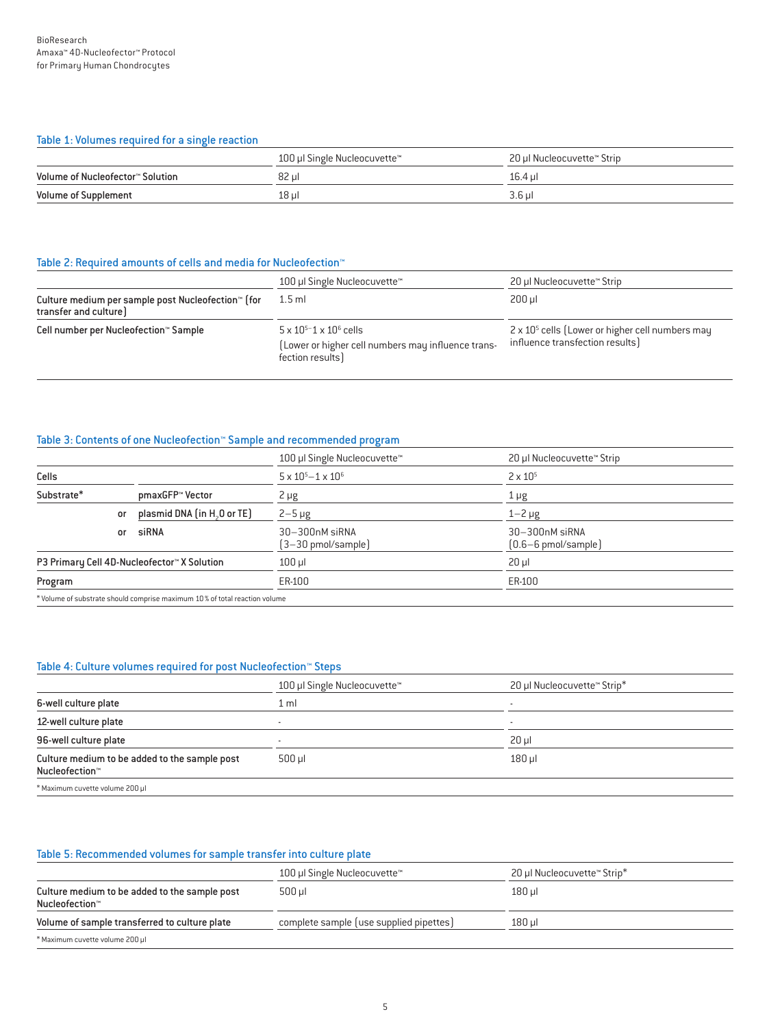### Table 1: Volumes required for a single reaction

| | 100 µl Single Nucleocuvette™ | 20 µl Nucleocuvette™ Strip |
|---|---|---|
| Volume of Nucleofector™ Solution | 82 µl | 16.4 µl |
| Volume of Supplement | 18 µl | 3.6 µl |

### Table 2: Required amounts of cells and media for Nucleofection™

| | 100 µl Single Nucleocuvette™ | 20 µl Nucleocuvette™ Strip |
|---|---|---|
| Culture medium per sample post Nucleofection™ (for transfer and culture) | 1.5 ml | 200 µl |
| Cell number per Nucleofection™ Sample | $5 \times 10^5$–$1 \times 10^6$ cells (Lower or higher cell numbers may influence transfection results) | $2 \times 10^5$ cells (Lower or higher cell numbers may influence transfection results) |

### Table 3: Contents of one Nucleofection™ Sample and recommended program

| | | 100 µl Single Nucleocuvette™ | 20 µl Nucleocuvette™ Strip |
|---|---|---|---|
| Cells | | $5 \times 10^5$–$1 \times 10^6$ | $2 \times 10^5$ |
| Substrate* | pmaxGFP™ Vector | 2 µg | 1 µg |
| or | plasmid DNA (in $H_2O$ or TE) | 2–5 µg | 1–2 µg |
| or | siRNA | 30–300nM siRNA (3–30 pmol/sample) | 30–300nM siRNA (0.6–6 pmol/sample) |
| P3 Primary Cell 4D-Nucleofector™ X Solution | | 100 µl | 20 µl |
| Program | | ER-100 | ER-100 |

\* Volume of substrate should comprise maximum 10 % of total reaction volume

### Table 4: Culture volumes required for post Nucleofection™ Steps

| | 100 µl Single Nucleocuvette™ | 20 µl Nucleocuvette™ Strip* |
|---|---|---|
| 6-well culture plate | 1 ml | - |
| 12-well culture plate | - | - |
| 96-well culture plate | - | 20 µl |
| Culture medium to be added to the sample post Nucleofection™ | 500 µl | 180 µl |

\* Maximum cuvette volume 200 µl

### Table 5: Recommended volumes for sample transfer into culture plate

| | 100 µl Single Nucleocuvette™ | 20 µl Nucleocuvette™ Strip* |
|---|---|---|
| Culture medium to be added to the sample post Nucleofection™ | 500 µl | 180 µl |
| Volume of sample transferred to culture plate | complete sample (use supplied pipettes) | 180 µl |

\* Maximum cuvette volume 200 µl